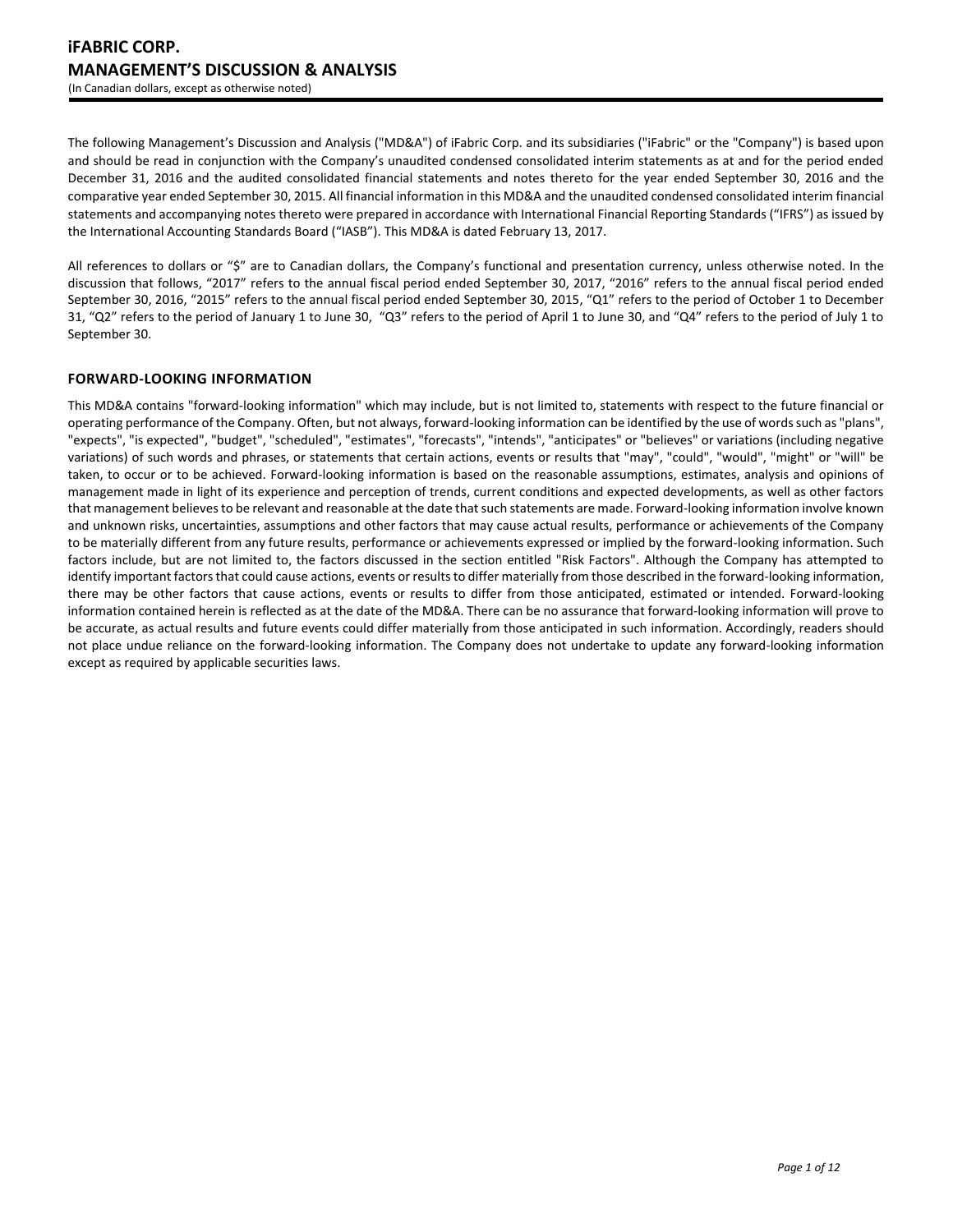# iFABRIC CORP.
# MANAGEMENT'S DISCUSSION & ANALYSIS

(In Canadian dollars, except as otherwise noted)

The following Management's Discussion and Analysis ("MD&A") of iFabric Corp. and its subsidiaries ("iFabric" or the "Company") is based upon and should be read in conjunction with the Company's unaudited condensed consolidated interim statements as at and for the period ended December 31, 2016 and the audited consolidated financial statements and notes thereto for the year ended September 30, 2016 and the comparative year ended September 30, 2015. All financial information in this MD&A and the unaudited condensed consolidated interim financial statements and accompanying notes thereto were prepared in accordance with International Financial Reporting Standards ("IFRS") as issued by the International Accounting Standards Board ("IASB"). This MD&A is dated February 13, 2017.

All references to dollars or "$" are to Canadian dollars, the Company's functional and presentation currency, unless otherwise noted. In the discussion that follows, "2017" refers to the annual fiscal period ended September 30, 2017, "2016" refers to the annual fiscal period ended September 30, 2016, "2015" refers to the annual fiscal period ended September 30, 2015, "Q1" refers to the period of October 1 to December 31, "Q2" refers to the period of January 1 to June 30, "Q3" refers to the period of April 1 to June 30, and "Q4" refers to the period of July 1 to September 30.

## FORWARD-LOOKING INFORMATION

This MD&A contains "forward-looking information" which may include, but is not limited to, statements with respect to the future financial or operating performance of the Company. Often, but not always, forward-looking information can be identified by the use of words such as "plans", "expects", "is expected", "budget", "scheduled", "estimates", "forecasts", "intends", "anticipates" or "believes" or variations (including negative variations) of such words and phrases, or statements that certain actions, events or results that "may", "could", "would", "might" or "will" be taken, to occur or to be achieved. Forward-looking information is based on the reasonable assumptions, estimates, analysis and opinions of management made in light of its experience and perception of trends, current conditions and expected developments, as well as other factors that management believes to be relevant and reasonable at the date that such statements are made. Forward-looking information involve known and unknown risks, uncertainties, assumptions and other factors that may cause actual results, performance or achievements of the Company to be materially different from any future results, performance or achievements expressed or implied by the forward-looking information. Such factors include, but are not limited to, the factors discussed in the section entitled "Risk Factors". Although the Company has attempted to identify important factors that could cause actions, events or results to differ materially from those described in the forward-looking information, there may be other factors that cause actions, events or results to differ from those anticipated, estimated or intended. Forward-looking information contained herein is reflected as at the date of the MD&A. There can be no assurance that forward-looking information will prove to be accurate, as actual results and future events could differ materially from those anticipated in such information. Accordingly, readers should not place undue reliance on the forward-looking information. The Company does not undertake to update any forward-looking information except as required by applicable securities laws.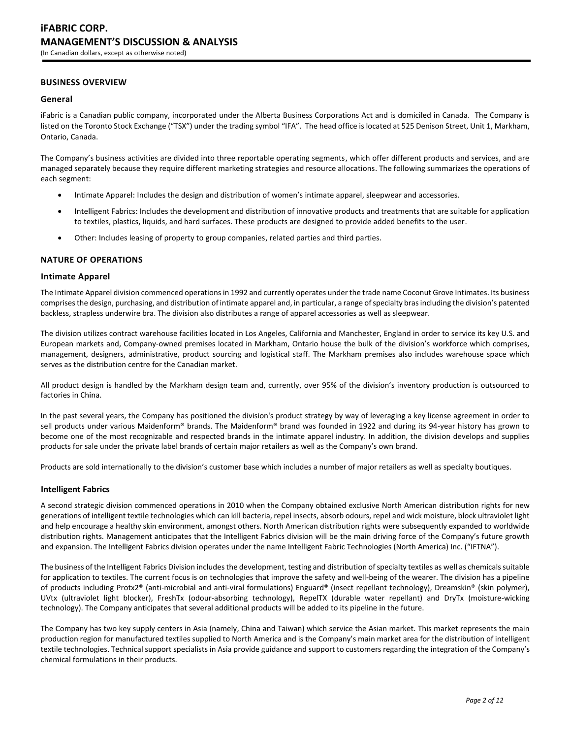## BUSINESS OVERVIEW

### General

iFabric is a Canadian public company, incorporated under the Alberta Business Corporations Act and is domiciled in Canada. The Company is listed on the Toronto Stock Exchange ("TSX") under the trading symbol "IFA". The head office is located at 525 Denison Street, Unit 1, Markham, Ontario, Canada.

The Company's business activities are divided into three reportable operating segments, which offer different products and services, and are managed separately because they require different marketing strategies and resource allocations. The following summarizes the operations of each segment:

- Intimate Apparel: Includes the design and distribution of women's intimate apparel, sleepwear and accessories.
- Intelligent Fabrics: Includes the development and distribution of innovative products and treatments that are suitable for application to textiles, plastics, liquids, and hard surfaces. These products are designed to provide added benefits to the user.
- Other: Includes leasing of property to group companies, related parties and third parties.

## NATURE OF OPERATIONS

### Intimate Apparel

The Intimate Apparel division commenced operations in 1992 and currently operates under the trade name Coconut Grove Intimates. Its business comprises the design, purchasing, and distribution of intimate apparel and, in particular, a range of specialty bras including the division's patented backless, strapless underwire bra. The division also distributes a range of apparel accessories as well as sleepwear.

The division utilizes contract warehouse facilities located in Los Angeles, California and Manchester, England in order to service its key U.S. and European markets and, Company-owned premises located in Markham, Ontario house the bulk of the division's workforce which comprises, management, designers, administrative, product sourcing and logistical staff. The Markham premises also includes warehouse space which serves as the distribution centre for the Canadian market.

All product design is handled by the Markham design team and, currently, over 95% of the division's inventory production is outsourced to factories in China.

In the past several years, the Company has positioned the division's product strategy by way of leveraging a key license agreement in order to sell products under various Maidenform® brands. The Maidenform® brand was founded in 1922 and during its 94-year history has grown to become one of the most recognizable and respected brands in the intimate apparel industry. In addition, the division develops and supplies products for sale under the private label brands of certain major retailers as well as the Company's own brand.

Products are sold internationally to the division's customer base which includes a number of major retailers as well as specialty boutiques.

### Intelligent Fabrics

A second strategic division commenced operations in 2010 when the Company obtained exclusive North American distribution rights for new generations of intelligent textile technologies which can kill bacteria, repel insects, absorb odours, repel and wick moisture, block ultraviolet light and help encourage a healthy skin environment, amongst others. North American distribution rights were subsequently expanded to worldwide distribution rights. Management anticipates that the Intelligent Fabrics division will be the main driving force of the Company's future growth and expansion. The Intelligent Fabrics division operates under the name Intelligent Fabric Technologies (North America) Inc. ("IFTNA").

The business of the Intelligent Fabrics Division includes the development, testing and distribution of specialty textiles as well as chemicals suitable for application to textiles. The current focus is on technologies that improve the safety and well-being of the wearer. The division has a pipeline of products including Protx2® (anti-microbial and anti-viral formulations) Enguard® (insect repellant technology), Dreamskin® (skin polymer), UVtx (ultraviolet light blocker), FreshTx (odour-absorbing technology), RepelTX (durable water repellant) and DryTx (moisture-wicking technology). The Company anticipates that several additional products will be added to its pipeline in the future.

The Company has two key supply centers in Asia (namely, China and Taiwan) which service the Asian market. This market represents the main production region for manufactured textiles supplied to North America and is the Company's main market area for the distribution of intelligent textile technologies. Technical support specialists in Asia provide guidance and support to customers regarding the integration of the Company's chemical formulations in their products.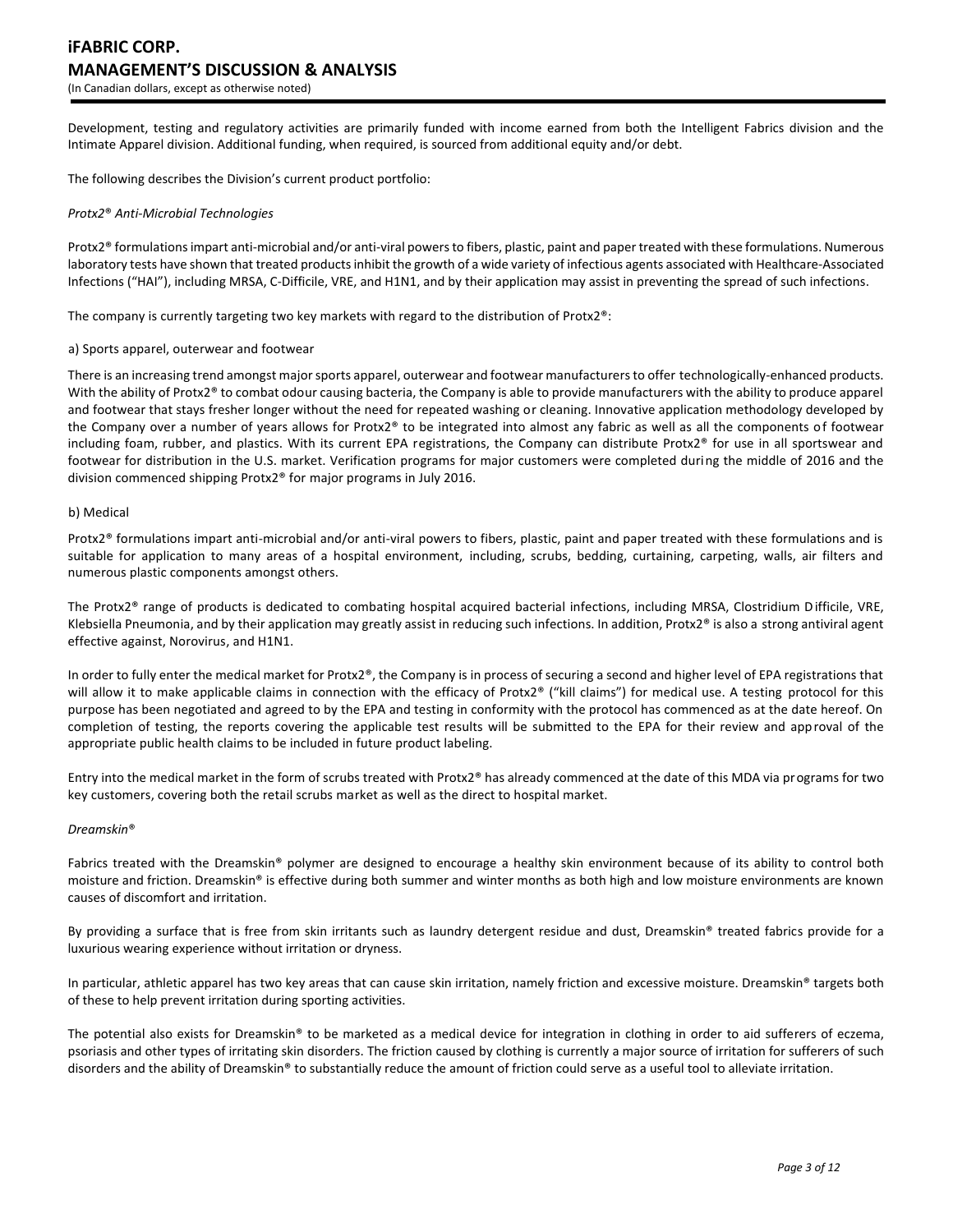Development, testing and regulatory activities are primarily funded with income earned from both the Intelligent Fabrics division and the Intimate Apparel division. Additional funding, when required, is sourced from additional equity and/or debt.

The following describes the Division's current product portfolio:

*Protx2® Anti-Microbial Technologies*

Protx2® formulations impart anti-microbial and/or anti-viral powers to fibers, plastic, paint and paper treated with these formulations. Numerous laboratory tests have shown that treated products inhibit the growth of a wide variety of infectious agents associated with Healthcare-Associated Infections ("HAI"), including MRSA, C-Difficile, VRE, and H1N1, and by their application may assist in preventing the spread of such infections.

The company is currently targeting two key markets with regard to the distribution of Protx2®:

a) Sports apparel, outerwear and footwear

There is an increasing trend amongst major sports apparel, outerwear and footwear manufacturers to offer technologically-enhanced products. With the ability of Protx2® to combat odour causing bacteria, the Company is able to provide manufacturers with the ability to produce apparel and footwear that stays fresher longer without the need for repeated washing or cleaning. Innovative application methodology developed by the Company over a number of years allows for Protx2® to be integrated into almost any fabric as well as all the components of footwear including foam, rubber, and plastics. With its current EPA registrations, the Company can distribute Protx2® for use in all sportswear and footwear for distribution in the U.S. market. Verification programs for major customers were completed during the middle of 2016 and the division commenced shipping Protx2® for major programs in July 2016.

b) Medical

Protx2® formulations impart anti-microbial and/or anti-viral powers to fibers, plastic, paint and paper treated with these formulations and is suitable for application to many areas of a hospital environment, including, scrubs, bedding, curtaining, carpeting, walls, air filters and numerous plastic components amongst others.

The Protx2® range of products is dedicated to combating hospital acquired bacterial infections, including MRSA, Clostridium Difficile, VRE, Klebsiella Pneumonia, and by their application may greatly assist in reducing such infections. In addition, Protx2® is also a strong antiviral agent effective against, Norovirus, and H1N1.

In order to fully enter the medical market for Protx2®, the Company is in process of securing a second and higher level of EPA registrations that will allow it to make applicable claims in connection with the efficacy of Protx2® ("kill claims") for medical use. A testing protocol for this purpose has been negotiated and agreed to by the EPA and testing in conformity with the protocol has commenced as at the date hereof. On completion of testing, the reports covering the applicable test results will be submitted to the EPA for their review and approval of the appropriate public health claims to be included in future product labeling.

Entry into the medical market in the form of scrubs treated with Protx2® has already commenced at the date of this MDA via programs for two key customers, covering both the retail scrubs market as well as the direct to hospital market.

*Dreamskin®*

Fabrics treated with the Dreamskin® polymer are designed to encourage a healthy skin environment because of its ability to control both moisture and friction. Dreamskin® is effective during both summer and winter months as both high and low moisture environments are known causes of discomfort and irritation.

By providing a surface that is free from skin irritants such as laundry detergent residue and dust, Dreamskin® treated fabrics provide for a luxurious wearing experience without irritation or dryness.

In particular, athletic apparel has two key areas that can cause skin irritation, namely friction and excessive moisture. Dreamskin® targets both of these to help prevent irritation during sporting activities.

The potential also exists for Dreamskin® to be marketed as a medical device for integration in clothing in order to aid sufferers of eczema, psoriasis and other types of irritating skin disorders. The friction caused by clothing is currently a major source of irritation for sufferers of such disorders and the ability of Dreamskin® to substantially reduce the amount of friction could serve as a useful tool to alleviate irritation.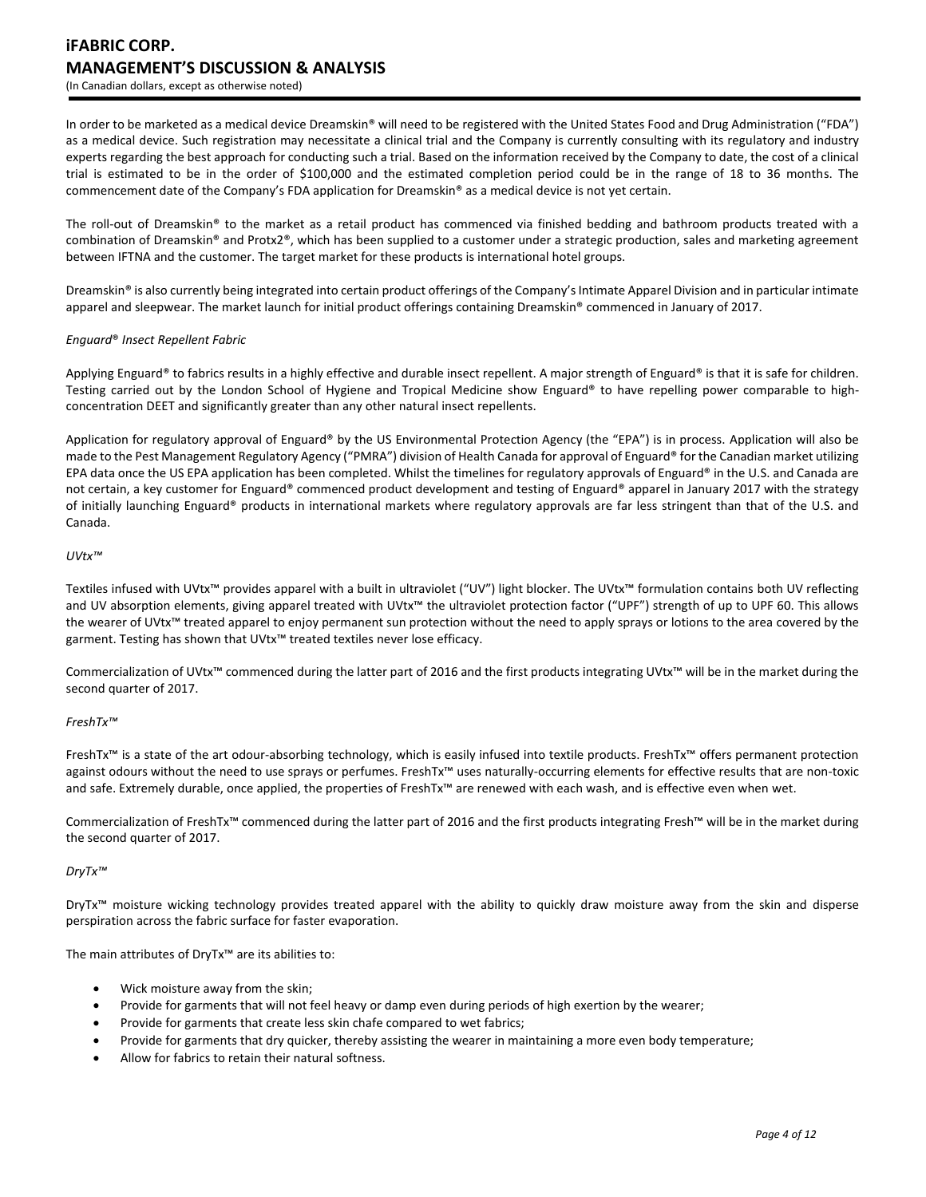In order to be marketed as a medical device Dreamskin® will need to be registered with the United States Food and Drug Administration ("FDA") as a medical device. Such registration may necessitate a clinical trial and the Company is currently consulting with its regulatory and industry experts regarding the best approach for conducting such a trial. Based on the information received by the Company to date, the cost of a clinical trial is estimated to be in the order of $100,000 and the estimated completion period could be in the range of 18 to 36 months. The commencement date of the Company's FDA application for Dreamskin® as a medical device is not yet certain.

The roll-out of Dreamskin® to the market as a retail product has commenced via finished bedding and bathroom products treated with a combination of Dreamskin® and Protx2®, which has been supplied to a customer under a strategic production, sales and marketing agreement between IFTNA and the customer. The target market for these products is international hotel groups.

Dreamskin® is also currently being integrated into certain product offerings of the Company's Intimate Apparel Division and in particular intimate apparel and sleepwear. The market launch for initial product offerings containing Dreamskin® commenced in January of 2017.

*Enguard® Insect Repellent Fabric*

Applying Enguard® to fabrics results in a highly effective and durable insect repellent. A major strength of Enguard® is that it is safe for children. Testing carried out by the London School of Hygiene and Tropical Medicine show Enguard® to have repelling power comparable to high-concentration DEET and significantly greater than any other natural insect repellents.

Application for regulatory approval of Enguard® by the US Environmental Protection Agency (the "EPA") is in process. Application will also be made to the Pest Management Regulatory Agency ("PMRA") division of Health Canada for approval of Enguard® for the Canadian market utilizing EPA data once the US EPA application has been completed. Whilst the timelines for regulatory approvals of Enguard® in the U.S. and Canada are not certain, a key customer for Enguard® commenced product development and testing of Enguard® apparel in January 2017 with the strategy of initially launching Enguard® products in international markets where regulatory approvals are far less stringent than that of the U.S. and Canada.

*UVtx™*

Textiles infused with UVtx™ provides apparel with a built in ultraviolet ("UV") light blocker. The UVtx™ formulation contains both UV reflecting and UV absorption elements, giving apparel treated with UVtx™ the ultraviolet protection factor ("UPF") strength of up to UPF 60. This allows the wearer of UVtx™ treated apparel to enjoy permanent sun protection without the need to apply sprays or lotions to the area covered by the garment. Testing has shown that UVtx™ treated textiles never lose efficacy.

Commercialization of UVtx™ commenced during the latter part of 2016 and the first products integrating UVtx™ will be in the market during the second quarter of 2017.

*FreshTx™*

FreshTx™ is a state of the art odour-absorbing technology, which is easily infused into textile products. FreshTx™ offers permanent protection against odours without the need to use sprays or perfumes. FreshTx™ uses naturally-occurring elements for effective results that are non-toxic and safe. Extremely durable, once applied, the properties of FreshTx™ are renewed with each wash, and is effective even when wet.

Commercialization of FreshTx™ commenced during the latter part of 2016 and the first products integrating Fresh™ will be in the market during the second quarter of 2017.

*DryTx™*

DryTx™ moisture wicking technology provides treated apparel with the ability to quickly draw moisture away from the skin and disperse perspiration across the fabric surface for faster evaporation.

The main attributes of DryTx™ are its abilities to:

- Wick moisture away from the skin;
- Provide for garments that will not feel heavy or damp even during periods of high exertion by the wearer;
- Provide for garments that create less skin chafe compared to wet fabrics;
- Provide for garments that dry quicker, thereby assisting the wearer in maintaining a more even body temperature;
- Allow for fabrics to retain their natural softness.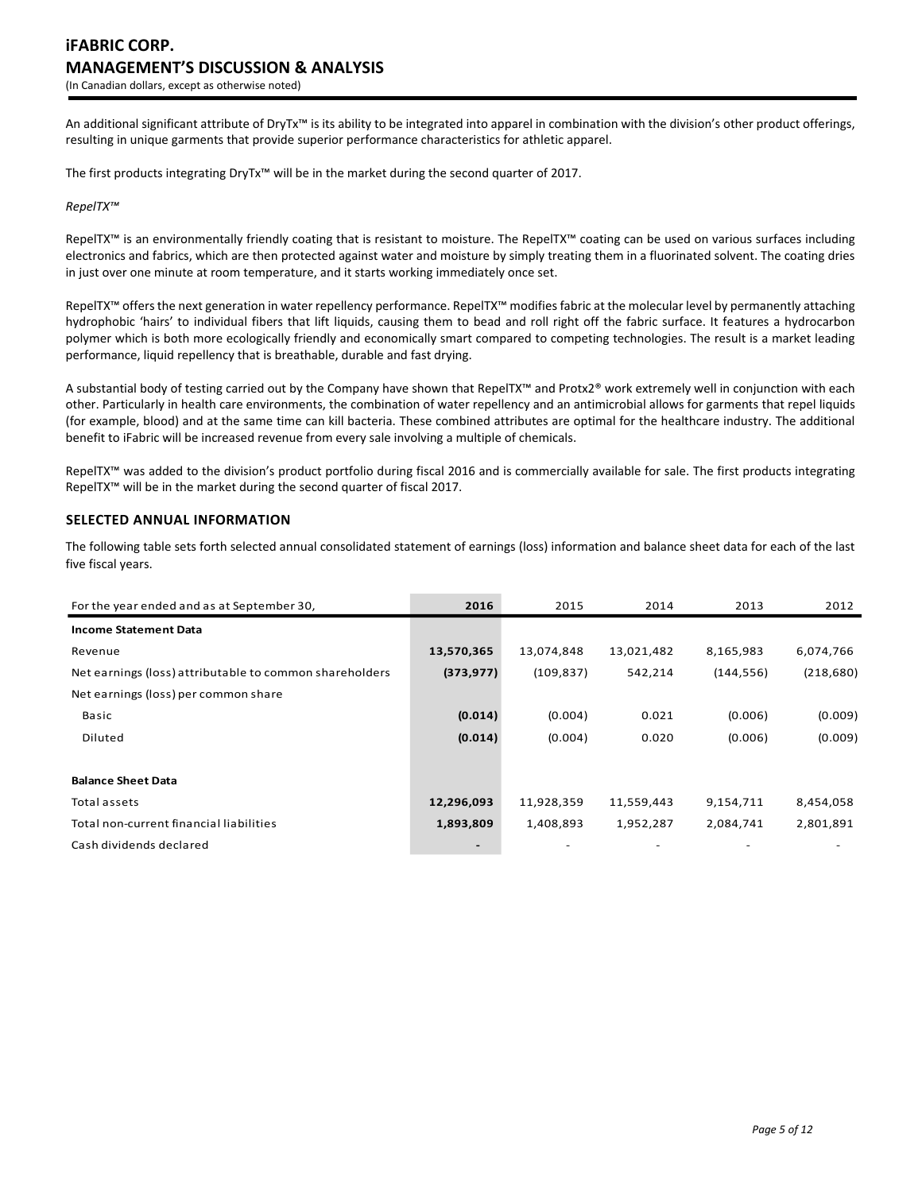An additional significant attribute of DryTx™ is its ability to be integrated into apparel in combination with the division's other product offerings, resulting in unique garments that provide superior performance characteristics for athletic apparel.

The first products integrating DryTx™ will be in the market during the second quarter of 2017.

*RepelTX™*

RepelTX™ is an environmentally friendly coating that is resistant to moisture. The RepelTX™ coating can be used on various surfaces including electronics and fabrics, which are then protected against water and moisture by simply treating them in a fluorinated solvent. The coating dries in just over one minute at room temperature, and it starts working immediately once set.

RepelTX™ offers the next generation in water repellency performance. RepelTX™ modifies fabric at the molecular level by permanently attaching hydrophobic 'hairs' to individual fibers that lift liquids, causing them to bead and roll right off the fabric surface. It features a hydrocarbon polymer which is both more ecologically friendly and economically smart compared to competing technologies. The result is a market leading performance, liquid repellency that is breathable, durable and fast drying.

A substantial body of testing carried out by the Company have shown that RepelTX™ and Protx2® work extremely well in conjunction with each other. Particularly in health care environments, the combination of water repellency and an antimicrobial allows for garments that repel liquids (for example, blood) and at the same time can kill bacteria. These combined attributes are optimal for the healthcare industry. The additional benefit to iFabric will be increased revenue from every sale involving a multiple of chemicals.

RepelTX™ was added to the division's product portfolio during fiscal 2016 and is commercially available for sale. The first products integrating RepelTX™ will be in the market during the second quarter of fiscal 2017.

## SELECTED ANNUAL INFORMATION

The following table sets forth selected annual consolidated statement of earnings (loss) information and balance sheet data for each of the last five fiscal years.

| For the year ended and as at September 30, | 2016 | 2015 | 2014 | 2013 | 2012 |
|---|---|---|---|---|---|
| **Income Statement Data** | | | | | |
| Revenue | **13,570,365** | 13,074,848 | 13,021,482 | 8,165,983 | 6,074,766 |
| Net earnings (loss) attributable to common shareholders | **(373,977)** | (109,837) | 542,214 | (144,556) | (218,680) |
| Net earnings (loss) per common share | | | | | |
| Basic | **(0.014)** | (0.004) | 0.021 | (0.006) | (0.009) |
| Diluted | **(0.014)** | (0.004) | 0.020 | (0.006) | (0.009) |
| | | | | | |
| **Balance Sheet Data** | | | | | |
| Total assets | **12,296,093** | 11,928,359 | 11,559,443 | 9,154,711 | 8,454,058 |
| Total non-current financial liabilities | **1,893,809** | 1,408,893 | 1,952,287 | 2,084,741 | 2,801,891 |
| Cash dividends declared | **-** | - | - | - | - |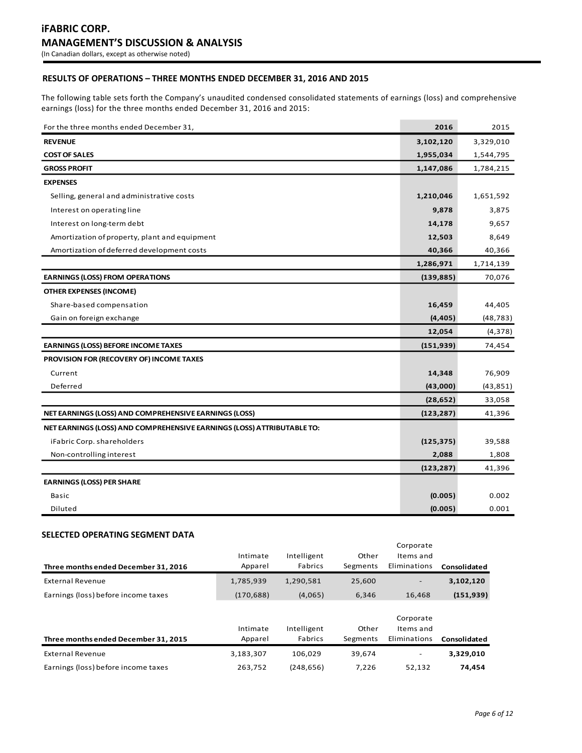## RESULTS OF OPERATIONS – THREE MONTHS ENDED DECEMBER 31, 2016 AND 2015

The following table sets forth the Company's unaudited condensed consolidated statements of earnings (loss) and comprehensive earnings (loss) for the three months ended December 31, 2016 and 2015:

| For the three months ended December 31, | 2016 | 2015 |
|---|---|---|
| **REVENUE** | **3,102,120** | 3,329,010 |
| **COST OF SALES** | **1,955,034** | 1,544,795 |
| **GROSS PROFIT** | **1,147,086** | 1,784,215 |
| **EXPENSES** | | |
| Selling, general and administrative costs | **1,210,046** | 1,651,592 |
| Interest on operating line | **9,878** | 3,875 |
| Interest on long-term debt | **14,178** | 9,657 |
| Amortization of property, plant and equipment | **12,503** | 8,649 |
| Amortization of deferred development costs | **40,366** | 40,366 |
| | **1,286,971** | 1,714,139 |
| **EARNINGS (LOSS) FROM OPERATIONS** | **(139,885)** | 70,076 |
| **OTHER EXPENSES (INCOME)** | | |
| Share-based compensation | **16,459** | 44,405 |
| Gain on foreign exchange | **(4,405)** | (48,783) |
| | **12,054** | (4,378) |
| **EARNINGS (LOSS) BEFORE INCOME TAXES** | **(151,939)** | 74,454 |
| **PROVISION FOR (RECOVERY OF) INCOME TAXES** | | |
| Current | **14,348** | 76,909 |
| Deferred | **(43,000)** | (43,851) |
| | **(28,652)** | 33,058 |
| **NET EARNINGS (LOSS) AND COMPREHENSIVE EARNINGS (LOSS)** | **(123,287)** | 41,396 |
| **NET EARNINGS (LOSS) AND COMPREHENSIVE EARNINGS (LOSS) ATTRIBUTABLE TO:** | | |
| iFabric Corp. shareholders | **(125,375)** | 39,588 |
| Non-controlling interest | **2,088** | 1,808 |
| | **(123,287)** | 41,396 |
| **EARNINGS (LOSS) PER SHARE** | | |
| Basic | **(0.005)** | 0.002 |
| Diluted | **(0.005)** | 0.001 |

## SELECTED OPERATING SEGMENT DATA

| Three months ended December 31, 2016 | Intimate Apparel | Intelligent Fabrics | Other Segments | Corporate Items and Eliminations | Consolidated |
|---|---|---|---|---|---|
| External Revenue | 1,785,939 | 1,290,581 | 25,600 | - | **3,102,120** |
| Earnings (loss) before income taxes | (170,688) | (4,065) | 6,346 | 16,468 | **(151,939)** |

| Three months ended December 31, 2015 | Intimate Apparel | Intelligent Fabrics | Other Segments | Corporate Items and Eliminations | Consolidated |
|---|---|---|---|---|---|
| External Revenue | 3,183,307 | 106,029 | 39,674 | - | **3,329,010** |
| Earnings (loss) before income taxes | 263,752 | (248,656) | 7,226 | 52,132 | **74,454** |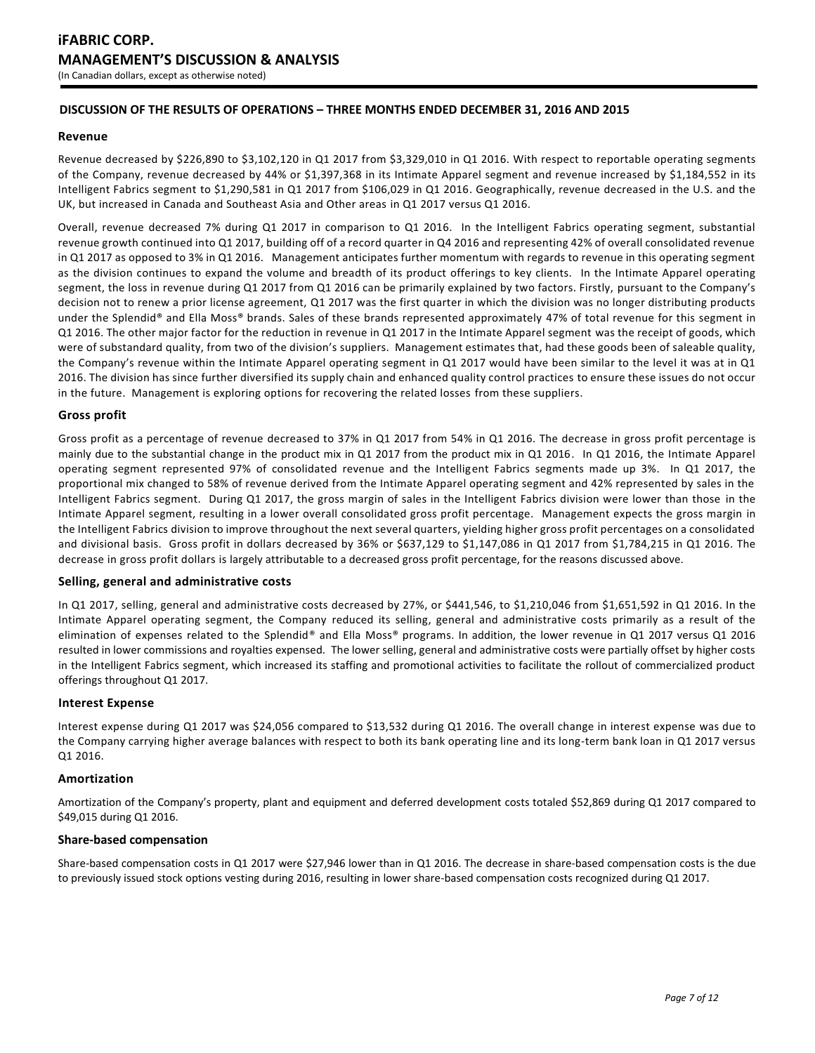## DISCUSSION OF THE RESULTS OF OPERATIONS – THREE MONTHS ENDED DECEMBER 31, 2016 AND 2015

### Revenue

Revenue decreased by $226,890 to $3,102,120 in Q1 2017 from $3,329,010 in Q1 2016. With respect to reportable operating segments of the Company, revenue decreased by 44% or $1,397,368 in its Intimate Apparel segment and revenue increased by $1,184,552 in its Intelligent Fabrics segment to $1,290,581 in Q1 2017 from $106,029 in Q1 2016. Geographically, revenue decreased in the U.S. and the UK, but increased in Canada and Southeast Asia and Other areas in Q1 2017 versus Q1 2016.

Overall, revenue decreased 7% during Q1 2017 in comparison to Q1 2016. In the Intelligent Fabrics operating segment, substantial revenue growth continued into Q1 2017, building off of a record quarter in Q4 2016 and representing 42% of overall consolidated revenue in Q1 2017 as opposed to 3% in Q1 2016. Management anticipates further momentum with regards to revenue in this operating segment as the division continues to expand the volume and breadth of its product offerings to key clients. In the Intimate Apparel operating segment, the loss in revenue during Q1 2017 from Q1 2016 can be primarily explained by two factors. Firstly, pursuant to the Company's decision not to renew a prior license agreement, Q1 2017 was the first quarter in which the division was no longer distributing products under the Splendid® and Ella Moss® brands. Sales of these brands represented approximately 47% of total revenue for this segment in Q1 2016. The other major factor for the reduction in revenue in Q1 2017 in the Intimate Apparel segment was the receipt of goods, which were of substandard quality, from two of the division's suppliers. Management estimates that, had these goods been of saleable quality, the Company's revenue within the Intimate Apparel operating segment in Q1 2017 would have been similar to the level it was at in Q1 2016. The division has since further diversified its supply chain and enhanced quality control practices to ensure these issues do not occur in the future. Management is exploring options for recovering the related losses from these suppliers.

### Gross profit

Gross profit as a percentage of revenue decreased to 37% in Q1 2017 from 54% in Q1 2016. The decrease in gross profit percentage is mainly due to the substantial change in the product mix in Q1 2017 from the product mix in Q1 2016. In Q1 2016, the Intimate Apparel operating segment represented 97% of consolidated revenue and the Intelligent Fabrics segments made up 3%. In Q1 2017, the proportional mix changed to 58% of revenue derived from the Intimate Apparel operating segment and 42% represented by sales in the Intelligent Fabrics segment. During Q1 2017, the gross margin of sales in the Intelligent Fabrics division were lower than those in the Intimate Apparel segment, resulting in a lower overall consolidated gross profit percentage. Management expects the gross margin in the Intelligent Fabrics division to improve throughout the next several quarters, yielding higher gross profit percentages on a consolidated and divisional basis. Gross profit in dollars decreased by 36% or $637,129 to $1,147,086 in Q1 2017 from $1,784,215 in Q1 2016. The decrease in gross profit dollars is largely attributable to a decreased gross profit percentage, for the reasons discussed above.

### Selling, general and administrative costs

In Q1 2017, selling, general and administrative costs decreased by 27%, or $441,546, to $1,210,046 from $1,651,592 in Q1 2016. In the Intimate Apparel operating segment, the Company reduced its selling, general and administrative costs primarily as a result of the elimination of expenses related to the Splendid® and Ella Moss® programs. In addition, the lower revenue in Q1 2017 versus Q1 2016 resulted in lower commissions and royalties expensed. The lower selling, general and administrative costs were partially offset by higher costs in the Intelligent Fabrics segment, which increased its staffing and promotional activities to facilitate the rollout of commercialized product offerings throughout Q1 2017.

### Interest Expense

Interest expense during Q1 2017 was $24,056 compared to $13,532 during Q1 2016. The overall change in interest expense was due to the Company carrying higher average balances with respect to both its bank operating line and its long-term bank loan in Q1 2017 versus Q1 2016.

### Amortization

Amortization of the Company's property, plant and equipment and deferred development costs totaled $52,869 during Q1 2017 compared to $49,015 during Q1 2016.

### Share-based compensation

Share-based compensation costs in Q1 2017 were $27,946 lower than in Q1 2016. The decrease in share-based compensation costs is the due to previously issued stock options vesting during 2016, resulting in lower share-based compensation costs recognized during Q1 2017.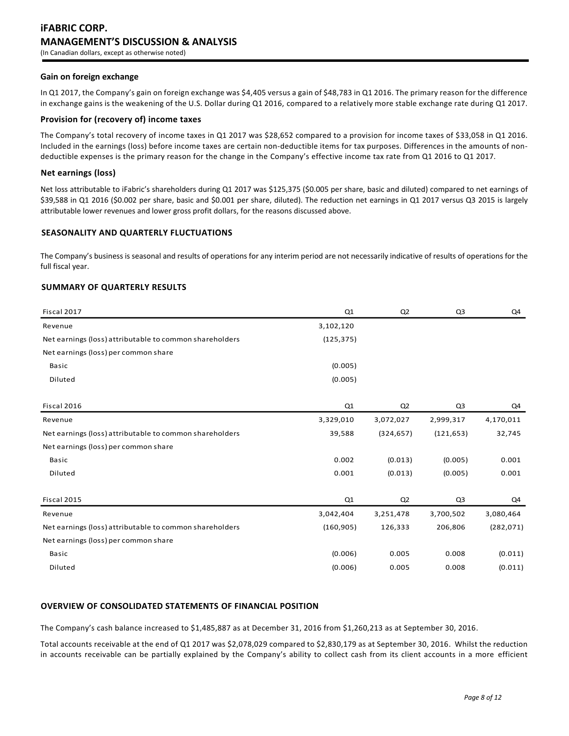### Gain on foreign exchange

In Q1 2017, the Company's gain on foreign exchange was $4,405 versus a gain of $48,783 in Q1 2016. The primary reason for the difference in exchange gains is the weakening of the U.S. Dollar during Q1 2016, compared to a relatively more stable exchange rate during Q1 2017.

### Provision for (recovery of) income taxes

The Company's total recovery of income taxes in Q1 2017 was $28,652 compared to a provision for income taxes of $33,058 in Q1 2016. Included in the earnings (loss) before income taxes are certain non-deductible items for tax purposes. Differences in the amounts of non-deductible expenses is the primary reason for the change in the Company's effective income tax rate from Q1 2016 to Q1 2017.

### Net earnings (loss)

Net loss attributable to iFabric's shareholders during Q1 2017 was $125,375 ($0.005 per share, basic and diluted) compared to net earnings of $39,588 in Q1 2016 ($0.002 per share, basic and $0.001 per share, diluted). The reduction net earnings in Q1 2017 versus Q3 2015 is largely attributable lower revenues and lower gross profit dollars, for the reasons discussed above.

## SEASONALITY AND QUARTERLY FLUCTUATIONS

The Company's business is seasonal and results of operations for any interim period are not necessarily indicative of results of operations for the full fiscal year.

## SUMMARY OF QUARTERLY RESULTS

| Fiscal 2017 | Q1 | Q2 | Q3 | Q4 |
|---|---|---|---|---|
| Revenue | 3,102,120 | | | |
| Net earnings (loss) attributable to common shareholders | (125,375) | | | |
| Net earnings (loss) per common share | | | | |
| Basic | (0.005) | | | |
| Diluted | (0.005) | | | |

| Fiscal 2016 | Q1 | Q2 | Q3 | Q4 |
|---|---|---|---|---|
| Revenue | 3,329,010 | 3,072,027 | 2,999,317 | 4,170,011 |
| Net earnings (loss) attributable to common shareholders | 39,588 | (324,657) | (121,653) | 32,745 |
| Net earnings (loss) per common share | | | | |
| Basic | 0.002 | (0.013) | (0.005) | 0.001 |
| Diluted | 0.001 | (0.013) | (0.005) | 0.001 |

| Fiscal 2015 | Q1 | Q2 | Q3 | Q4 |
|---|---|---|---|---|
| Revenue | 3,042,404 | 3,251,478 | 3,700,502 | 3,080,464 |
| Net earnings (loss) attributable to common shareholders | (160,905) | 126,333 | 206,806 | (282,071) |
| Net earnings (loss) per common share | | | | |
| Basic | (0.006) | 0.005 | 0.008 | (0.011) |
| Diluted | (0.006) | 0.005 | 0.008 | (0.011) |

## OVERVIEW OF CONSOLIDATED STATEMENTS OF FINANCIAL POSITION

The Company's cash balance increased to $1,485,887 as at December 31, 2016 from $1,260,213 as at September 30, 2016.

Total accounts receivable at the end of Q1 2017 was $2,078,029 compared to $2,830,179 as at September 30, 2016. Whilst the reduction in accounts receivable can be partially explained by the Company's ability to collect cash from its client accounts in a more efficient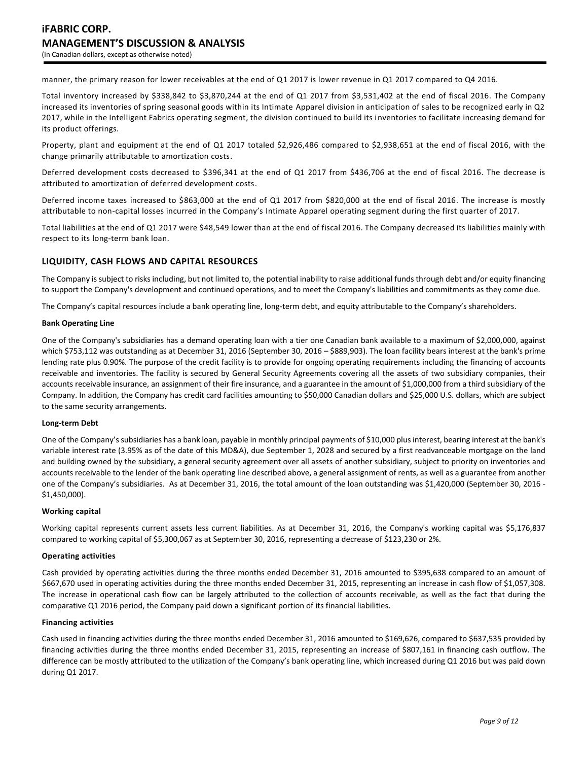manner, the primary reason for lower receivables at the end of Q1 2017 is lower revenue in Q1 2017 compared to Q4 2016.

Total inventory increased by $338,842 to $3,870,244 at the end of Q1 2017 from $3,531,402 at the end of fiscal 2016. The Company increased its inventories of spring seasonal goods within its Intimate Apparel division in anticipation of sales to be recognized early in Q2 2017, while in the Intelligent Fabrics operating segment, the division continued to build its inventories to facilitate increasing demand for its product offerings.

Property, plant and equipment at the end of Q1 2017 totaled $2,926,486 compared to $2,938,651 at the end of fiscal 2016, with the change primarily attributable to amortization costs.

Deferred development costs decreased to $396,341 at the end of Q1 2017 from $436,706 at the end of fiscal 2016. The decrease is attributed to amortization of deferred development costs.

Deferred income taxes increased to $863,000 at the end of Q1 2017 from $820,000 at the end of fiscal 2016. The increase is mostly attributable to non-capital losses incurred in the Company's Intimate Apparel operating segment during the first quarter of 2017.

Total liabilities at the end of Q1 2017 were $48,549 lower than at the end of fiscal 2016. The Company decreased its liabilities mainly with respect to its long-term bank loan.

## LIQUIDITY, CASH FLOWS AND CAPITAL RESOURCES

The Company is subject to risks including, but not limited to, the potential inability to raise additional funds through debt and/or equity financing to support the Company's development and continued operations, and to meet the Company's liabilities and commitments as they come due.

The Company's capital resources include a bank operating line, long-term debt, and equity attributable to the Company's shareholders.

**Bank Operating Line**

One of the Company's subsidiaries has a demand operating loan with a tier one Canadian bank available to a maximum of $2,000,000, against which $753,112 was outstanding as at December 31, 2016 (September 30, 2016 – $889,903). The loan facility bears interest at the bank's prime lending rate plus 0.90%. The purpose of the credit facility is to provide for ongoing operating requirements including the financing of accounts receivable and inventories. The facility is secured by General Security Agreements covering all the assets of two subsidiary companies, their accounts receivable insurance, an assignment of their fire insurance, and a guarantee in the amount of $1,000,000 from a third subsidiary of the Company. In addition, the Company has credit card facilities amounting to $50,000 Canadian dollars and $25,000 U.S. dollars, which are subject to the same security arrangements.

**Long-term Debt**

One of the Company's subsidiaries has a bank loan, payable in monthly principal payments of $10,000 plus interest, bearing interest at the bank's variable interest rate (3.95% as of the date of this MD&A), due September 1, 2028 and secured by a first readvanceable mortgage on the land and building owned by the subsidiary, a general security agreement over all assets of another subsidiary, subject to priority on inventories and accounts receivable to the lender of the bank operating line described above, a general assignment of rents, as well as a guarantee from another one of the Company's subsidiaries. As at December 31, 2016, the total amount of the loan outstanding was $1,420,000 (September 30, 2016 - $1,450,000).

**Working capital**

Working capital represents current assets less current liabilities. As at December 31, 2016, the Company's working capital was $5,176,837 compared to working capital of $5,300,067 as at September 30, 2016, representing a decrease of $123,230 or 2%.

**Operating activities**

Cash provided by operating activities during the three months ended December 31, 2016 amounted to $395,638 compared to an amount of $667,670 used in operating activities during the three months ended December 31, 2015, representing an increase in cash flow of $1,057,308. The increase in operational cash flow can be largely attributed to the collection of accounts receivable, as well as the fact that during the comparative Q1 2016 period, the Company paid down a significant portion of its financial liabilities.

**Financing activities**

Cash used in financing activities during the three months ended December 31, 2016 amounted to $169,626, compared to $637,535 provided by financing activities during the three months ended December 31, 2015, representing an increase of $807,161 in financing cash outflow. The difference can be mostly attributed to the utilization of the Company's bank operating line, which increased during Q1 2016 but was paid down during Q1 2017.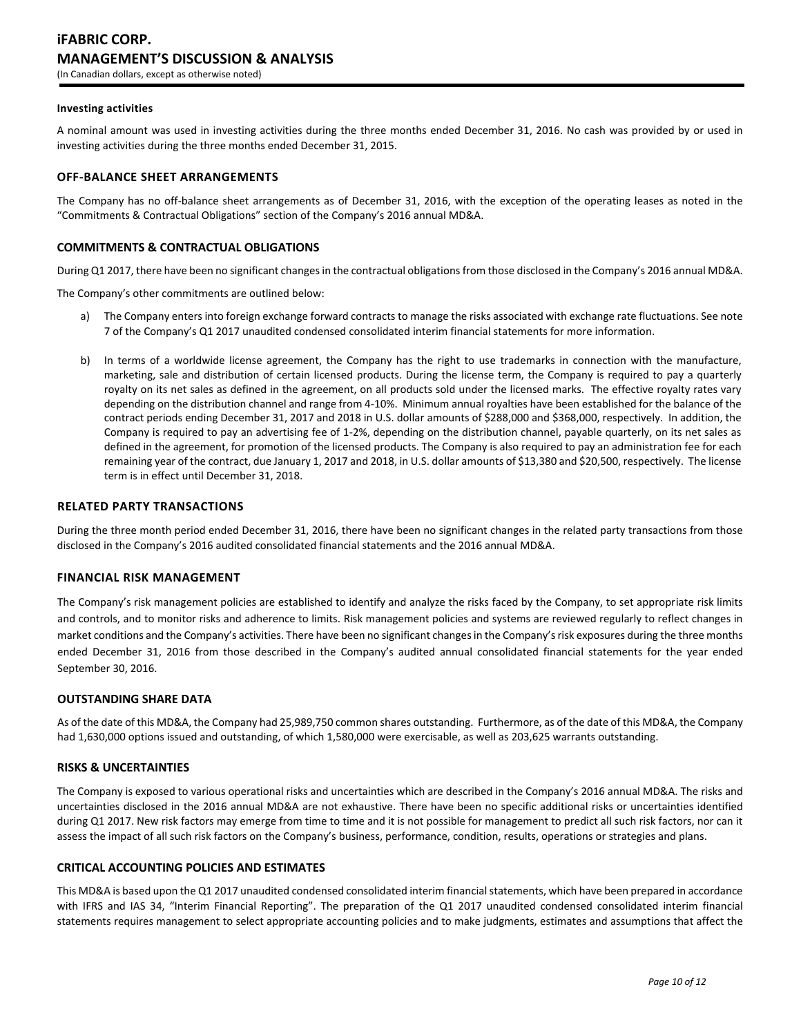#### Investing activities

A nominal amount was used in investing activities during the three months ended December 31, 2016. No cash was provided by or used in investing activities during the three months ended December 31, 2015.

## OFF-BALANCE SHEET ARRANGEMENTS

The Company has no off-balance sheet arrangements as of December 31, 2016, with the exception of the operating leases as noted in the "Commitments & Contractual Obligations" section of the Company's 2016 annual MD&A.

## COMMITMENTS & CONTRACTUAL OBLIGATIONS

During Q1 2017, there have been no significant changes in the contractual obligations from those disclosed in the Company's 2016 annual MD&A.

The Company's other commitments are outlined below:

a) The Company enters into foreign exchange forward contracts to manage the risks associated with exchange rate fluctuations. See note 7 of the Company's Q1 2017 unaudited condensed consolidated interim financial statements for more information.

b) In terms of a worldwide license agreement, the Company has the right to use trademarks in connection with the manufacture, marketing, sale and distribution of certain licensed products. During the license term, the Company is required to pay a quarterly royalty on its net sales as defined in the agreement, on all products sold under the licensed marks. The effective royalty rates vary depending on the distribution channel and range from 4-10%. Minimum annual royalties have been established for the balance of the contract periods ending December 31, 2017 and 2018 in U.S. dollar amounts of $288,000 and $368,000, respectively. In addition, the Company is required to pay an advertising fee of 1-2%, depending on the distribution channel, payable quarterly, on its net sales as defined in the agreement, for promotion of the licensed products. The Company is also required to pay an administration fee for each remaining year of the contract, due January 1, 2017 and 2018, in U.S. dollar amounts of $13,380 and $20,500, respectively. The license term is in effect until December 31, 2018.

## RELATED PARTY TRANSACTIONS

During the three month period ended December 31, 2016, there have been no significant changes in the related party transactions from those disclosed in the Company's 2016 audited consolidated financial statements and the 2016 annual MD&A.

## FINANCIAL RISK MANAGEMENT

The Company's risk management policies are established to identify and analyze the risks faced by the Company, to set appropriate risk limits and controls, and to monitor risks and adherence to limits. Risk management policies and systems are reviewed regularly to reflect changes in market conditions and the Company's activities. There have been no significant changes in the Company's risk exposures during the three months ended December 31, 2016 from those described in the Company's audited annual consolidated financial statements for the year ended September 30, 2016.

## OUTSTANDING SHARE DATA

As of the date of this MD&A, the Company had 25,989,750 common shares outstanding. Furthermore, as of the date of this MD&A, the Company had 1,630,000 options issued and outstanding, of which 1,580,000 were exercisable, as well as 203,625 warrants outstanding.

## RISKS & UNCERTAINTIES

The Company is exposed to various operational risks and uncertainties which are described in the Company's 2016 annual MD&A. The risks and uncertainties disclosed in the 2016 annual MD&A are not exhaustive. There have been no specific additional risks or uncertainties identified during Q1 2017. New risk factors may emerge from time to time and it is not possible for management to predict all such risk factors, nor can it assess the impact of all such risk factors on the Company's business, performance, condition, results, operations or strategies and plans.

## CRITICAL ACCOUNTING POLICIES AND ESTIMATES

This MD&A is based upon the Q1 2017 unaudited condensed consolidated interim financial statements, which have been prepared in accordance with IFRS and IAS 34, "Interim Financial Reporting". The preparation of the Q1 2017 unaudited condensed consolidated interim financial statements requires management to select appropriate accounting policies and to make judgments, estimates and assumptions that affect the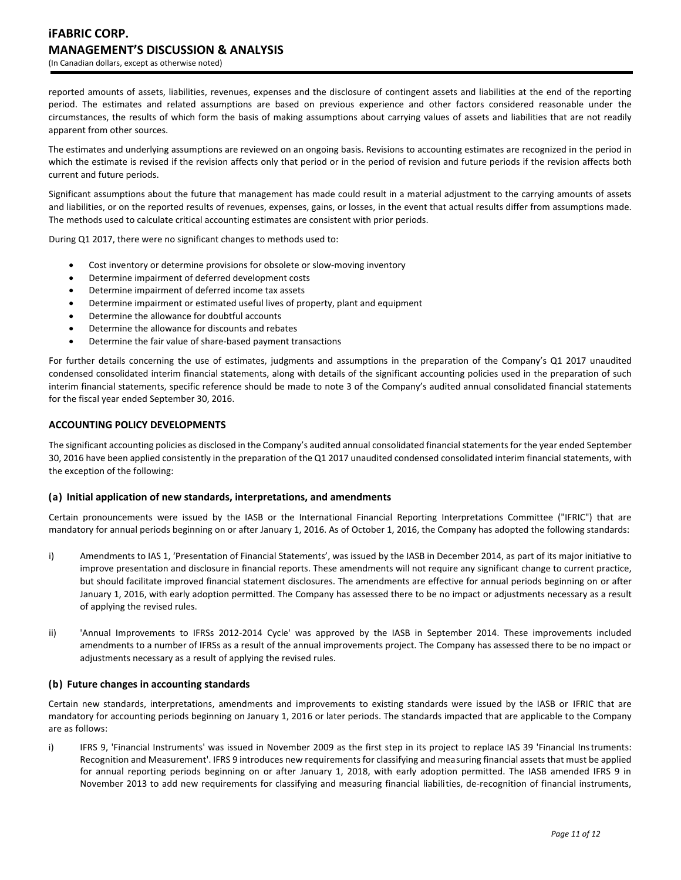reported amounts of assets, liabilities, revenues, expenses and the disclosure of contingent assets and liabilities at the end of the reporting period. The estimates and related assumptions are based on previous experience and other factors considered reasonable under the circumstances, the results of which form the basis of making assumptions about carrying values of assets and liabilities that are not readily apparent from other sources.

The estimates and underlying assumptions are reviewed on an ongoing basis. Revisions to accounting estimates are recognized in the period in which the estimate is revised if the revision affects only that period or in the period of revision and future periods if the revision affects both current and future periods.

Significant assumptions about the future that management has made could result in a material adjustment to the carrying amounts of assets and liabilities, or on the reported results of revenues, expenses, gains, or losses, in the event that actual results differ from assumptions made. The methods used to calculate critical accounting estimates are consistent with prior periods.

During Q1 2017, there were no significant changes to methods used to:

- Cost inventory or determine provisions for obsolete or slow-moving inventory
- Determine impairment of deferred development costs
- Determine impairment of deferred income tax assets
- Determine impairment or estimated useful lives of property, plant and equipment
- Determine the allowance for doubtful accounts
- Determine the allowance for discounts and rebates
- Determine the fair value of share-based payment transactions

For further details concerning the use of estimates, judgments and assumptions in the preparation of the Company's Q1 2017 unaudited condensed consolidated interim financial statements, along with details of the significant accounting policies used in the preparation of such interim financial statements, specific reference should be made to note 3 of the Company's audited annual consolidated financial statements for the fiscal year ended September 30, 2016.

## ACCOUNTING POLICY DEVELOPMENTS

The significant accounting policies as disclosed in the Company's audited annual consolidated financial statements for the year ended September 30, 2016 have been applied consistently in the preparation of the Q1 2017 unaudited condensed consolidated interim financial statements, with the exception of the following:

### (a) Initial application of new standards, interpretations, and amendments

Certain pronouncements were issued by the IASB or the International Financial Reporting Interpretations Committee ("IFRIC") that are mandatory for annual periods beginning on or after January 1, 2016. As of October 1, 2016, the Company has adopted the following standards:

i) Amendments to IAS 1, 'Presentation of Financial Statements', was issued by the IASB in December 2014, as part of its major initiative to improve presentation and disclosure in financial reports. These amendments will not require any significant change to current practice, but should facilitate improved financial statement disclosures. The amendments are effective for annual periods beginning on or after January 1, 2016, with early adoption permitted. The Company has assessed there to be no impact or adjustments necessary as a result of applying the revised rules.

ii) 'Annual Improvements to IFRSs 2012-2014 Cycle' was approved by the IASB in September 2014. These improvements included amendments to a number of IFRSs as a result of the annual improvements project. The Company has assessed there to be no impact or adjustments necessary as a result of applying the revised rules.

### (b) Future changes in accounting standards

Certain new standards, interpretations, amendments and improvements to existing standards were issued by the IASB or IFRIC that are mandatory for accounting periods beginning on January 1, 2016 or later periods. The standards impacted that are applicable to the Company are as follows:

i) IFRS 9, 'Financial Instruments' was issued in November 2009 as the first step in its project to replace IAS 39 'Financial Instruments: Recognition and Measurement'. IFRS 9 introduces new requirements for classifying and measuring financial assets that must be applied for annual reporting periods beginning on or after January 1, 2018, with early adoption permitted. The IASB amended IFRS 9 in November 2013 to add new requirements for classifying and measuring financial liabilities, de-recognition of financial instruments,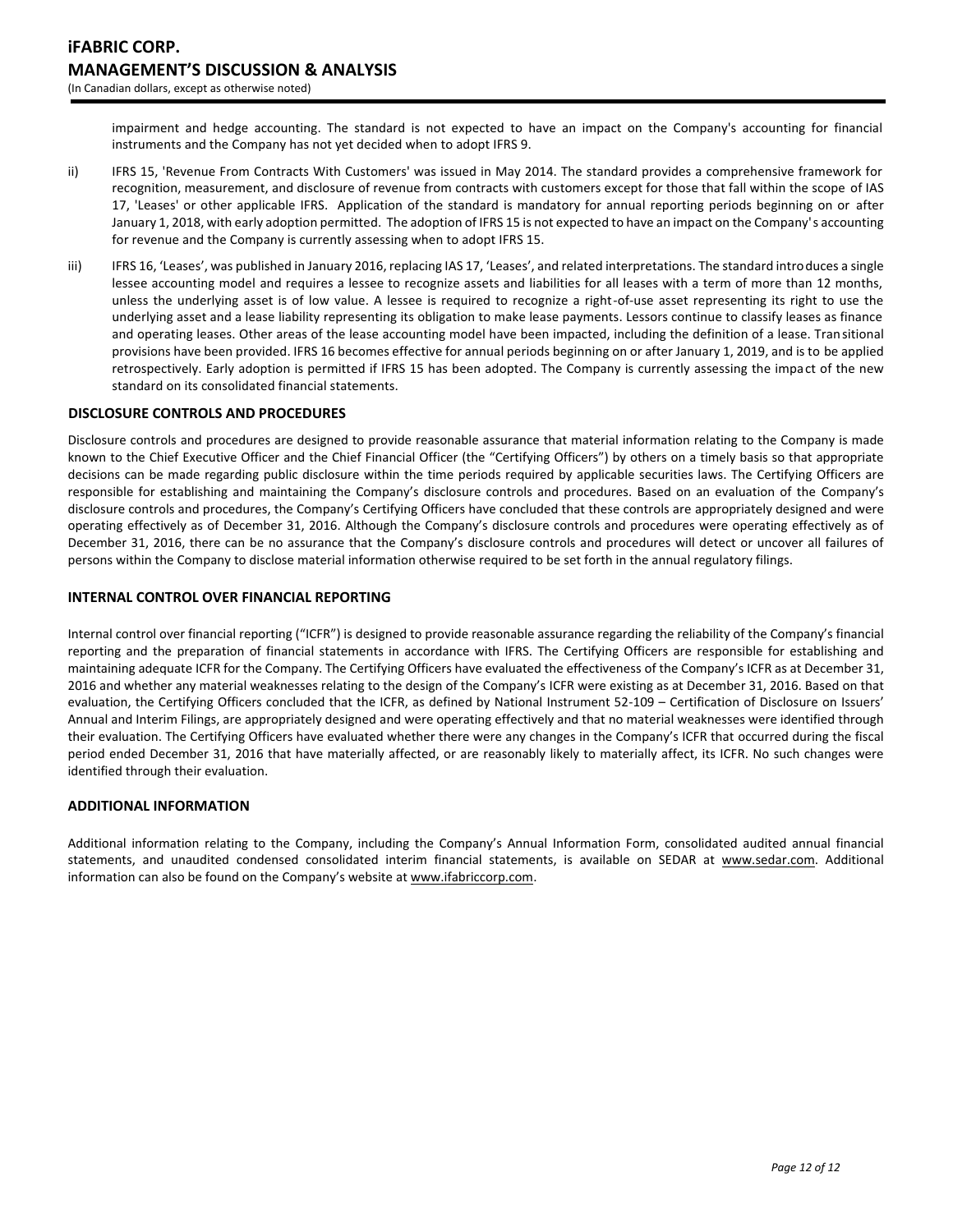impairment and hedge accounting. The standard is not expected to have an impact on the Company's accounting for financial instruments and the Company has not yet decided when to adopt IFRS 9.

ii) IFRS 15, 'Revenue From Contracts With Customers' was issued in May 2014. The standard provides a comprehensive framework for recognition, measurement, and disclosure of revenue from contracts with customers except for those that fall within the scope of IAS 17, 'Leases' or other applicable IFRS. Application of the standard is mandatory for annual reporting periods beginning on or after January 1, 2018, with early adoption permitted. The adoption of IFRS 15 is not expected to have an impact on the Company's accounting for revenue and the Company is currently assessing when to adopt IFRS 15.

iii) IFRS 16, 'Leases', was published in January 2016, replacing IAS 17, 'Leases', and related interpretations. The standard introduces a single lessee accounting model and requires a lessee to recognize assets and liabilities for all leases with a term of more than 12 months, unless the underlying asset is of low value. A lessee is required to recognize a right-of-use asset representing its right to use the underlying asset and a lease liability representing its obligation to make lease payments. Lessors continue to classify leases as finance and operating leases. Other areas of the lease accounting model have been impacted, including the definition of a lease. Transitional provisions have been provided. IFRS 16 becomes effective for annual periods beginning on or after January 1, 2019, and is to be applied retrospectively. Early adoption is permitted if IFRS 15 has been adopted. The Company is currently assessing the impact of the new standard on its consolidated financial statements.

## DISCLOSURE CONTROLS AND PROCEDURES

Disclosure controls and procedures are designed to provide reasonable assurance that material information relating to the Company is made known to the Chief Executive Officer and the Chief Financial Officer (the "Certifying Officers") by others on a timely basis so that appropriate decisions can be made regarding public disclosure within the time periods required by applicable securities laws. The Certifying Officers are responsible for establishing and maintaining the Company's disclosure controls and procedures. Based on an evaluation of the Company's disclosure controls and procedures, the Company's Certifying Officers have concluded that these controls are appropriately designed and were operating effectively as of December 31, 2016. Although the Company's disclosure controls and procedures were operating effectively as of December 31, 2016, there can be no assurance that the Company's disclosure controls and procedures will detect or uncover all failures of persons within the Company to disclose material information otherwise required to be set forth in the annual regulatory filings.

## INTERNAL CONTROL OVER FINANCIAL REPORTING

Internal control over financial reporting ("ICFR") is designed to provide reasonable assurance regarding the reliability of the Company's financial reporting and the preparation of financial statements in accordance with IFRS. The Certifying Officers are responsible for establishing and maintaining adequate ICFR for the Company. The Certifying Officers have evaluated the effectiveness of the Company's ICFR as at December 31, 2016 and whether any material weaknesses relating to the design of the Company's ICFR were existing as at December 31, 2016. Based on that evaluation, the Certifying Officers concluded that the ICFR, as defined by National Instrument 52-109 – Certification of Disclosure on Issuers' Annual and Interim Filings, are appropriately designed and were operating effectively and that no material weaknesses were identified through their evaluation. The Certifying Officers have evaluated whether there were any changes in the Company's ICFR that occurred during the fiscal period ended December 31, 2016 that have materially affected, or are reasonably likely to materially affect, its ICFR. No such changes were identified through their evaluation.

## ADDITIONAL INFORMATION

Additional information relating to the Company, including the Company's Annual Information Form, consolidated audited annual financial statements, and unaudited condensed consolidated interim financial statements, is available on SEDAR at www.sedar.com. Additional information can also be found on the Company's website at www.ifabriccorp.com.